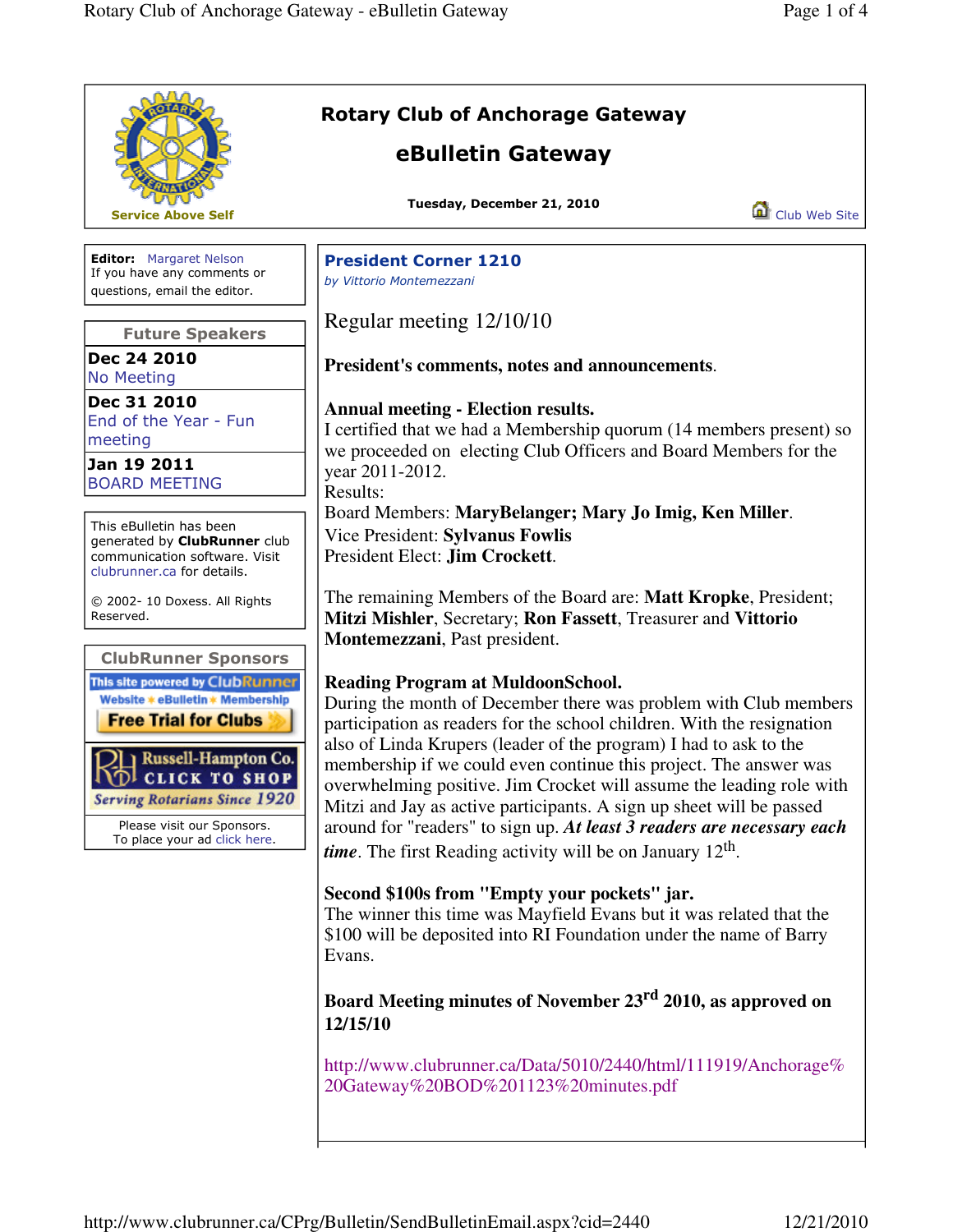# Rotary Club of Anchorage Gateway

## eBulletin Gateway

Service Above Self

**Tuesday, December 21, 2010**

Club Web Site

**Editor:** Margaret Nelson
If you have any comments or questions, email the editor.

### Future Speakers

| | |
|---|---|
| **Dec 24 2010** | No Meeting |
| **Dec 31 2010** | End of the Year - Fun meeting |
| **Jan 19 2011** | BOARD MEETING |

This eBulletin has been generated by **ClubRunner** club communication software. Visit clubrunner.ca for details.

© 2002- 10 Doxess. All Rights Reserved.

### ClubRunner Sponsors

This site powered by ClubRunner — Website • eBulletin • Membership — Free Trial for Clubs

Russell-Hampton Co. CLICK TO SHOP — Serving Rotarians Since 1920

Please visit our Sponsors.
To place your ad click here.

## President Corner 1210

*by Vittorio Montemezzani*

Regular meeting 12/10/10

**President's comments, notes and announcements**.

**Annual meeting - Election results.**
I certified that we had a Membership quorum (14 members present) so we proceeded on electing Club Officers and Board Members for the year 2011-2012.
Results:
Board Members: **MaryBelanger; Mary Jo Imig, Ken Miller**.
Vice President: **Sylvanus Fowlis**
President Elect: **Jim Crockett**.

The remaining Members of the Board are: **Matt Kropke**, President; **Mitzi Mishler**, Secretary; **Ron Fassett**, Treasurer and **Vittorio Montemezzani**, Past president.

**Reading Program at MuldoonSchool.**
During the month of December there was problem with Club members participation as readers for the school children. With the resignation also of Linda Krupers (leader of the program) I had to ask to the membership if we could even continue this project. The answer was overwhelming positive. Jim Crocket will assume the leading role with Mitzi and Jay as active participants. A sign up sheet will be passed around for "readers" to sign up. ***At least 3 readers are necessary each time***. The first Reading activity will be on January 12th.

**Second $100s from "Empty your pockets" jar.**
The winner this time was Mayfield Evans but it was related that the $100 will be deposited into RI Foundation under the name of Barry Evans.

**Board Meeting minutes of November 23rd 2010, as approved on 12/15/10**

http://www.clubrunner.ca/Data/5010/2440/html/111919/Anchorage%20Gateway%20BOD%201123%20minutes.pdf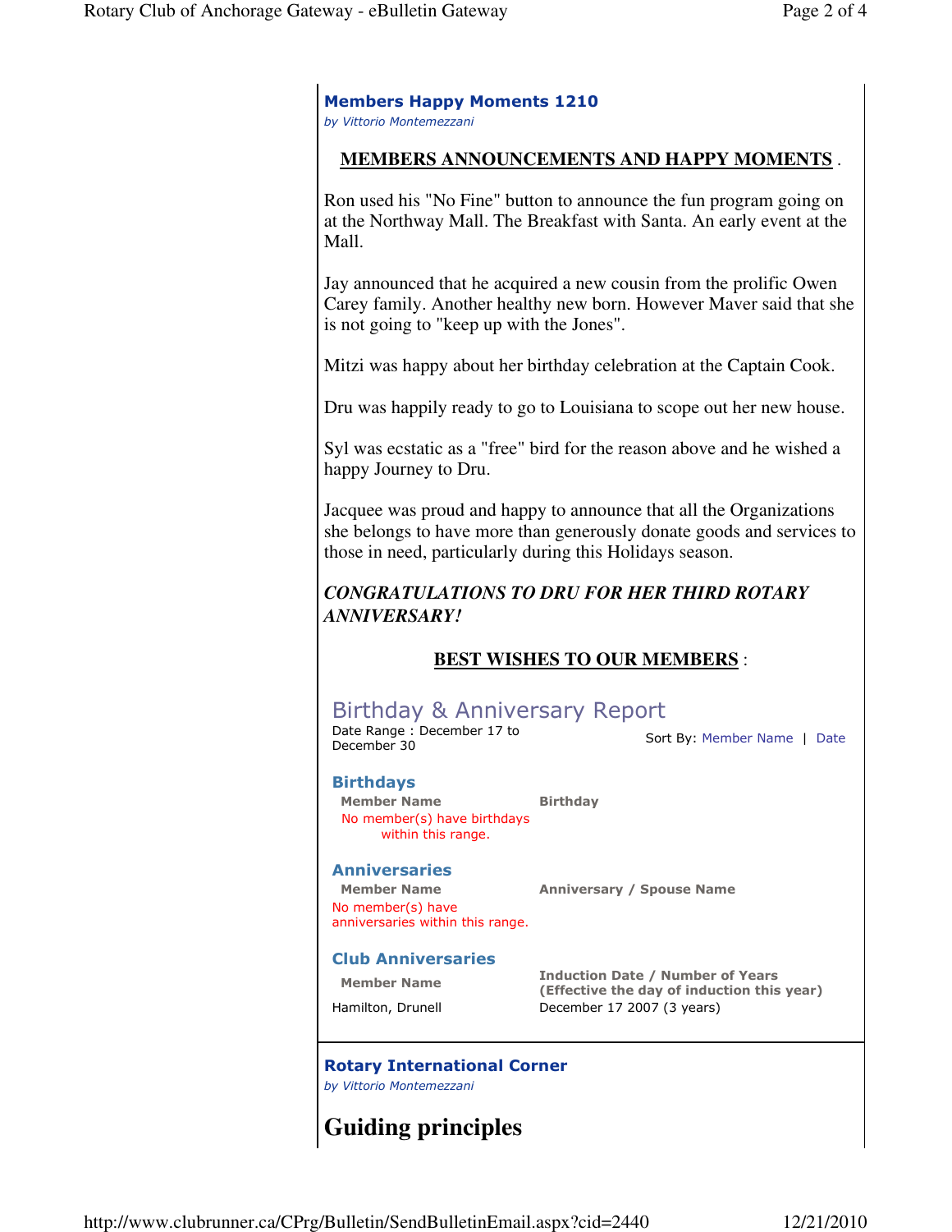## Members Happy Moments 1210

*by Vittorio Montemezzani*

**MEMBERS ANNOUNCEMENTS AND HAPPY MOMENTS** .

Ron used his "No Fine" button to announce the fun program going on at the Northway Mall. The Breakfast with Santa. An early event at the Mall.

Jay announced that he acquired a new cousin from the prolific Owen Carey family. Another healthy new born. However Maver said that she is not going to "keep up with the Jones".

Mitzi was happy about her birthday celebration at the Captain Cook.

Dru was happily ready to go to Louisiana to scope out her new house.

Syl was ecstatic as a "free" bird for the reason above and he wished a happy Journey to Dru.

Jacquee was proud and happy to announce that all the Organizations she belongs to have more than generously donate goods and services to those in need, particularly during this Holidays season.

***CONGRATULATIONS TO DRU FOR HER THIRD ROTARY ANNIVERSARY!***

**BEST WISHES TO OUR MEMBERS** :

### Birthday & Anniversary Report

Date Range : December 17 to December 30

Sort By: Member Name | Date

#### Birthdays

| Member Name | Birthday |
|---|---|
| No member(s) have birthdays within this range. | |

#### Anniversaries

| Member Name | Anniversary / Spouse Name |
|---|---|
| No member(s) have anniversaries within this range. | |

#### Club Anniversaries

| Member Name | Induction Date / Number of Years (Effective the day of induction this year) |
|---|---|
| Hamilton, Drunell | December 17 2007 (3 years) |

## Rotary International Corner

*by Vittorio Montemezzani*

# Guiding principles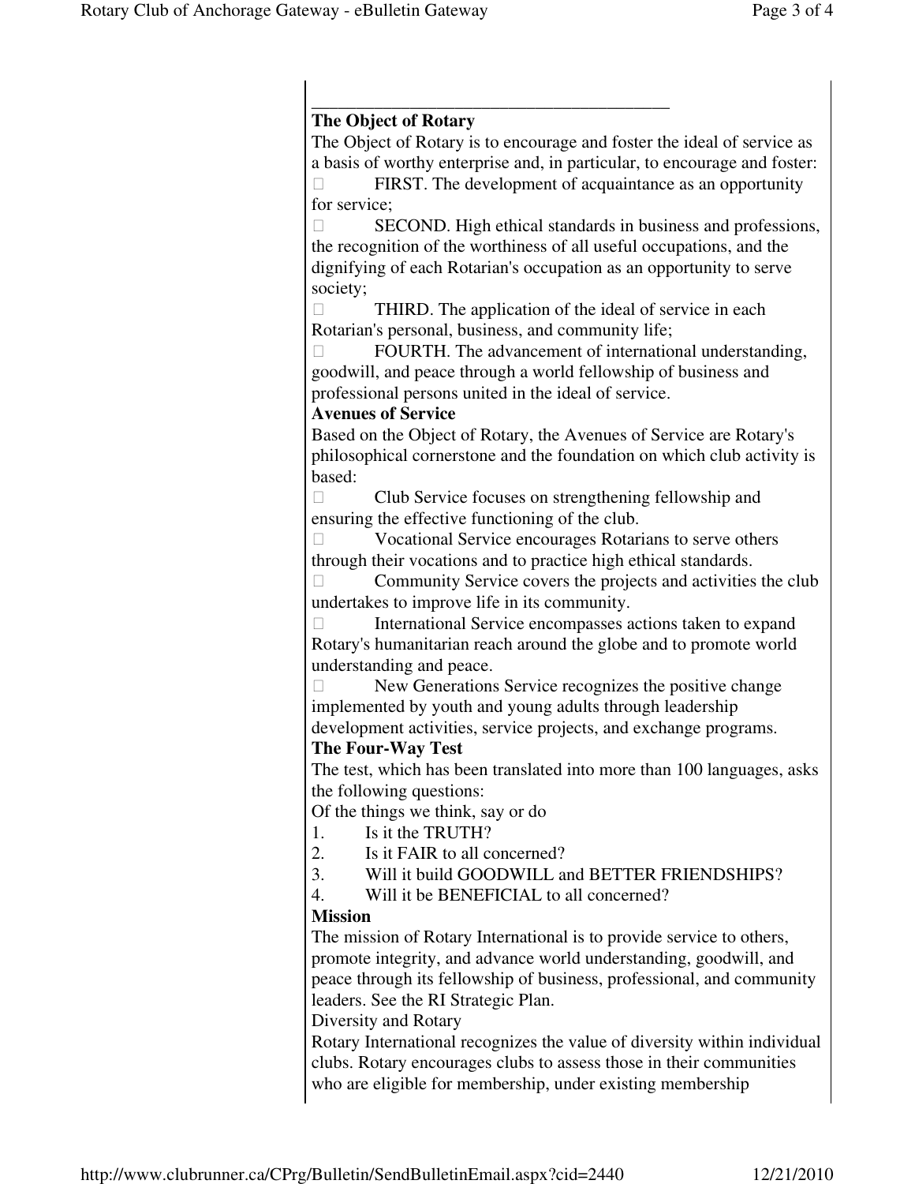________________________________________

**The Object of Rotary**

The Object of Rotary is to encourage and foster the ideal of service as a basis of worthy enterprise and, in particular, to encourage and foster:

- FIRST. The development of acquaintance as an opportunity for service;
- SECOND. High ethical standards in business and professions, the recognition of the worthiness of all useful occupations, and the dignifying of each Rotarian's occupation as an opportunity to serve society;
- THIRD. The application of the ideal of service in each Rotarian's personal, business, and community life;
- FOURTH. The advancement of international understanding, goodwill, and peace through a world fellowship of business and professional persons united in the ideal of service.

**Avenues of Service**

Based on the Object of Rotary, the Avenues of Service are Rotary's philosophical cornerstone and the foundation on which club activity is based:

- Club Service focuses on strengthening fellowship and ensuring the effective functioning of the club.
- Vocational Service encourages Rotarians to serve others through their vocations and to practice high ethical standards.
- Community Service covers the projects and activities the club undertakes to improve life in its community.
- International Service encompasses actions taken to expand Rotary's humanitarian reach around the globe and to promote world understanding and peace.
- New Generations Service recognizes the positive change implemented by youth and young adults through leadership development activities, service projects, and exchange programs.

**The Four-Way Test**

The test, which has been translated into more than 100 languages, asks the following questions:

Of the things we think, say or do

1. Is it the TRUTH?
2. Is it FAIR to all concerned?
3. Will it build GOODWILL and BETTER FRIENDSHIPS?
4. Will it be BENEFICIAL to all concerned?

**Mission**

The mission of Rotary International is to provide service to others, promote integrity, and advance world understanding, goodwill, and peace through its fellowship of business, professional, and community leaders. See the RI Strategic Plan.

Diversity and Rotary

Rotary International recognizes the value of diversity within individual clubs. Rotary encourages clubs to assess those in their communities who are eligible for membership, under existing membership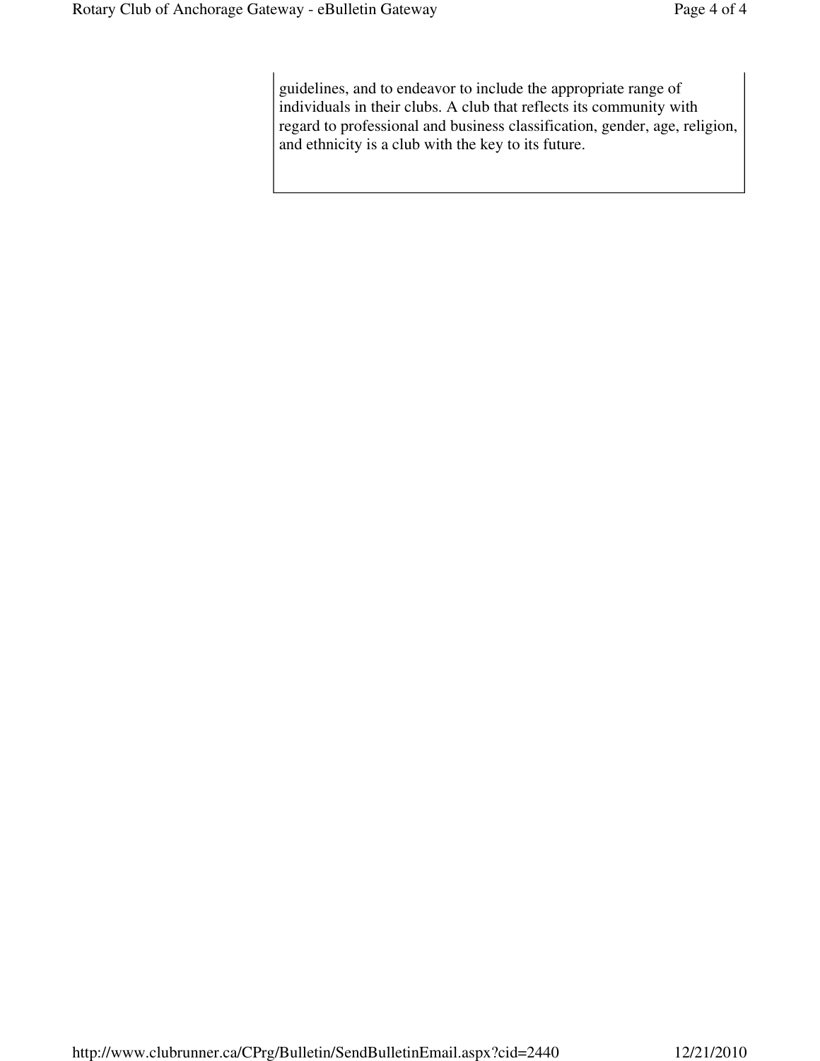guidelines, and to endeavor to include the appropriate range of individuals in their clubs. A club that reflects its community with regard to professional and business classification, gender, age, religion, and ethnicity is a club with the key to its future.